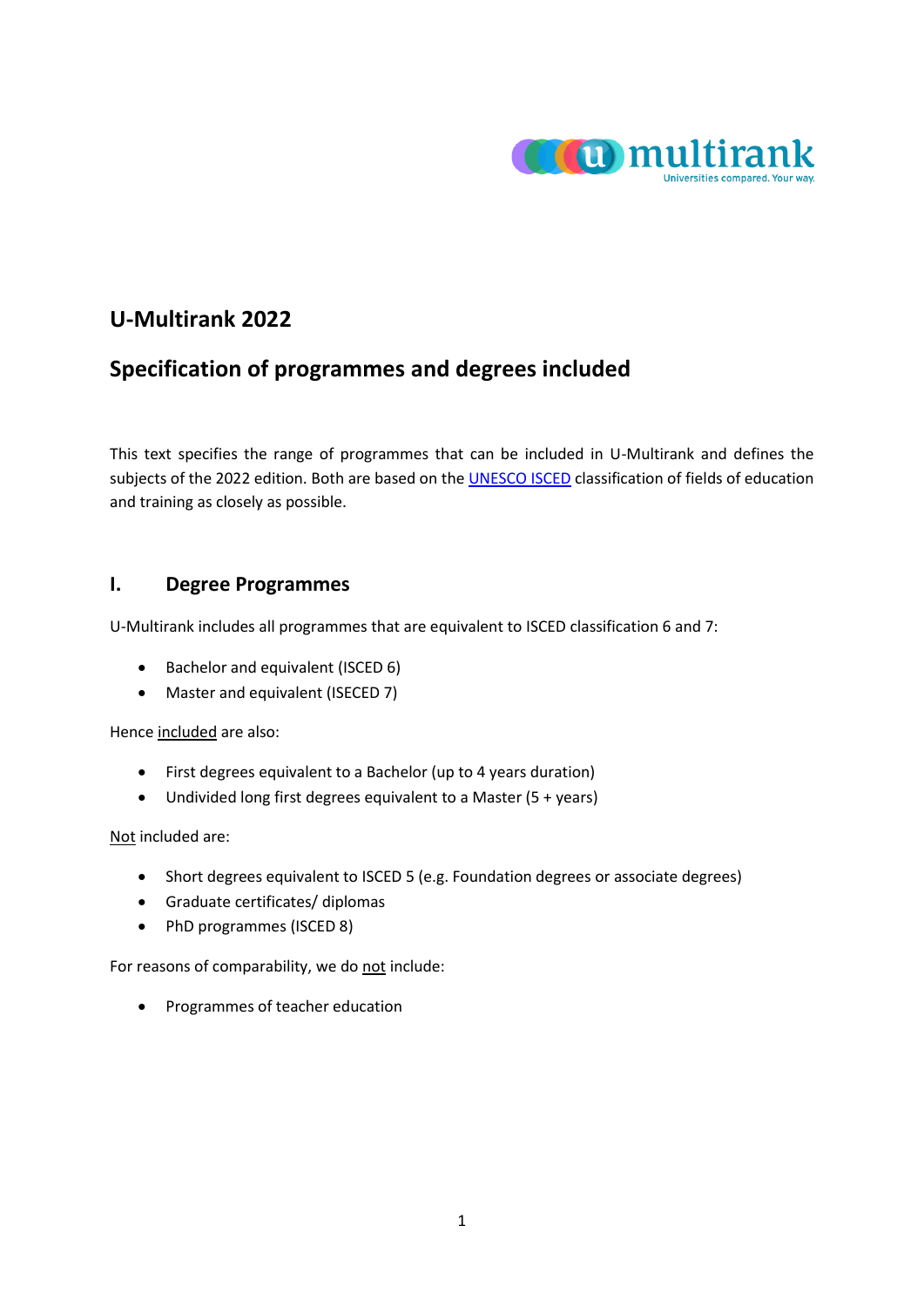# U-Multirank 2022

## Specification of programmes and degrees included

This text specifies the range of programmes that can be included in U-Multirank and defines the subjects of the 2022 edition. Both are based on the [UNESCO ISCED](UNESCO ISCED) classification of fields of education and training as closely as possible.

## I. Degree Programmes

U-Multirank includes all programmes that are equivalent to ISCED classification 6 and 7:

- Bachelor and equivalent (ISCED 6)
- Master and equivalent (ISECED 7)

Hence included are also:

- First degrees equivalent to a Bachelor (up to 4 years duration)
- Undivided long first degrees equivalent to a Master (5 + years)

Not included are:

- Short degrees equivalent to ISCED 5 (e.g. Foundation degrees or associate degrees)
- Graduate certificates/ diplomas
- PhD programmes (ISCED 8)

For reasons of comparability, we do not include:

- Programmes of teacher education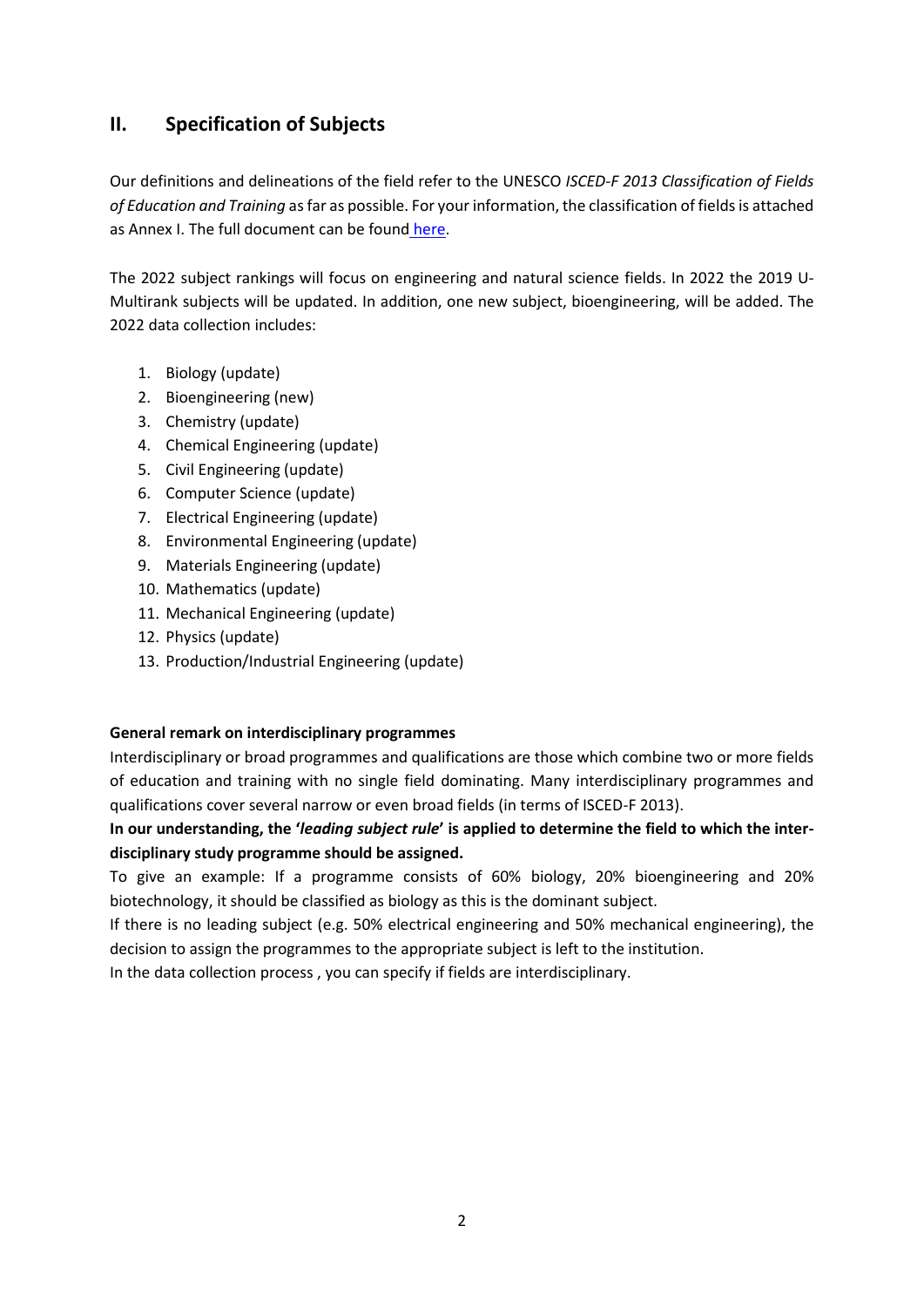## II. Specification of Subjects

Our definitions and delineations of the field refer to the UNESCO *ISCED-F 2013 Classification of Fields of Education and Training* as far as possible. For your information, the classification of fields is attached as Annex I. The full document can be found here.

The 2022 subject rankings will focus on engineering and natural science fields. In 2022 the 2019 U-Multirank subjects will be updated. In addition, one new subject, bioengineering, will be added. The 2022 data collection includes:

1. Biology (update)
2. Bioengineering (new)
3. Chemistry (update)
4. Chemical Engineering (update)
5. Civil Engineering (update)
6. Computer Science (update)
7. Electrical Engineering (update)
8. Environmental Engineering (update)
9. Materials Engineering (update)
10. Mathematics (update)
11. Mechanical Engineering (update)
12. Physics (update)
13. Production/Industrial Engineering (update)

**General remark on interdisciplinary programmes**

Interdisciplinary or broad programmes and qualifications are those which combine two or more fields of education and training with no single field dominating. Many interdisciplinary programmes and qualifications cover several narrow or even broad fields (in terms of ISCED-F 2013).

**In our understanding, the '*leading subject rule*' is applied to determine the field to which the inter-disciplinary study programme should be assigned.**

To give an example: If a programme consists of 60% biology, 20% bioengineering and 20% biotechnology, it should be classified as biology as this is the dominant subject.

If there is no leading subject (e.g. 50% electrical engineering and 50% mechanical engineering), the decision to assign the programmes to the appropriate subject is left to the institution.

In the data collection process , you can specify if fields are interdisciplinary.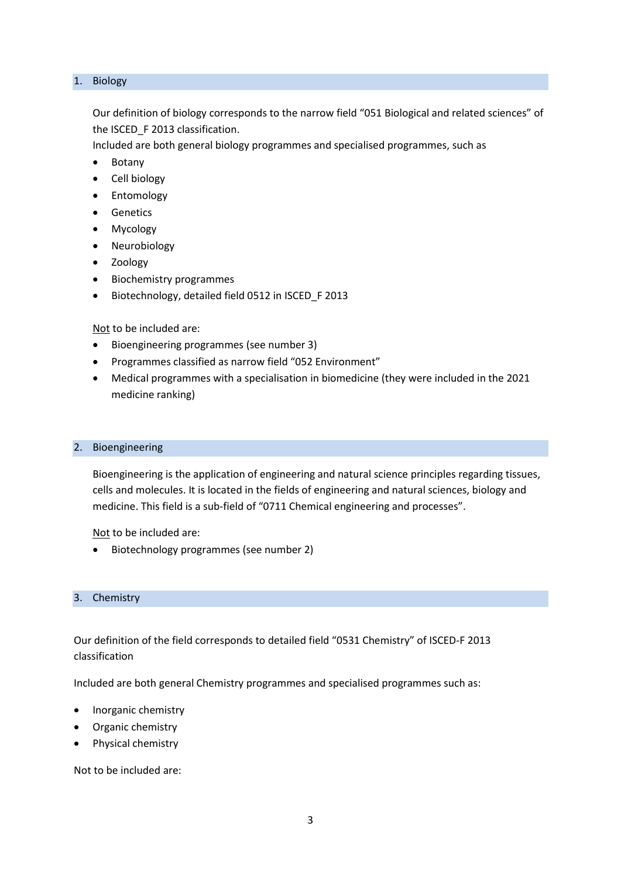## 1. Biology

Our definition of biology corresponds to the narrow field "051 Biological and related sciences" of the ISCED_F 2013 classification.

Included are both general biology programmes and specialised programmes, such as

- Botany
- Cell biology
- Entomology
- Genetics
- Mycology
- Neurobiology
- Zoology
- Biochemistry programmes
- Biotechnology, detailed field 0512 in ISCED_F 2013

Not to be included are:

- Bioengineering programmes (see number 3)
- Programmes classified as narrow field "052 Environment"
- Medical programmes with a specialisation in biomedicine (they were included in the 2021 medicine ranking)

## 2. Bioengineering

Bioengineering is the application of engineering and natural science principles regarding tissues, cells and molecules. It is located in the fields of engineering and natural sciences, biology and medicine. This field is a sub-field of "0711 Chemical engineering and processes".

Not to be included are:

- Biotechnology programmes (see number 2)

## 3. Chemistry

Our definition of the field corresponds to detailed field "0531 Chemistry" of ISCED-F 2013 classification

Included are both general Chemistry programmes and specialised programmes such as:

- Inorganic chemistry
- Organic chemistry
- Physical chemistry

Not to be included are: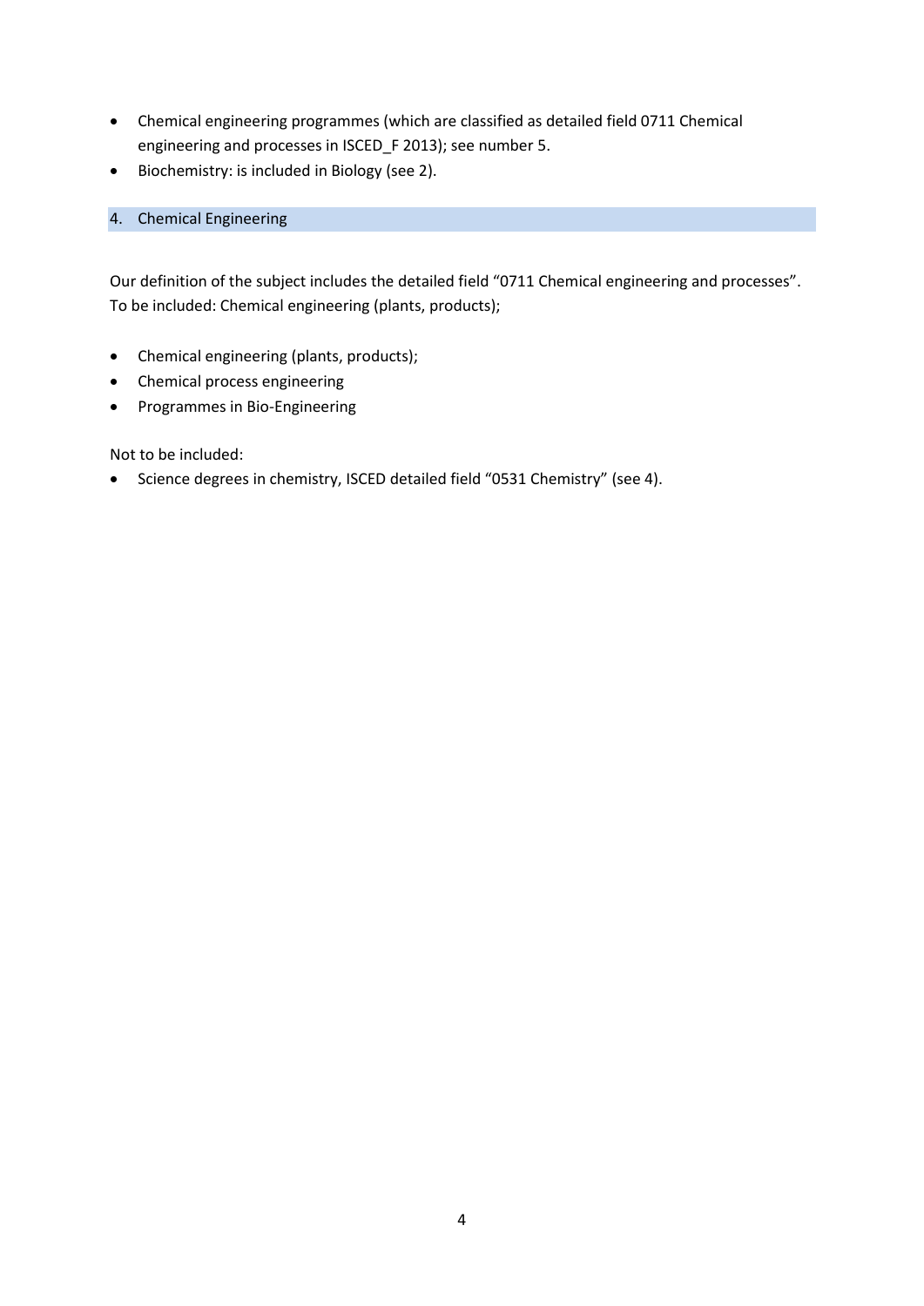- Chemical engineering programmes (which are classified as detailed field 0711 Chemical engineering and processes in ISCED_F 2013); see number 5.
- Biochemistry: is included in Biology (see 2).

## 4. Chemical Engineering

Our definition of the subject includes the detailed field "0711 Chemical engineering and processes". To be included: Chemical engineering (plants, products);

- Chemical engineering (plants, products);
- Chemical process engineering
- Programmes in Bio-Engineering

Not to be included:

- Science degrees in chemistry, ISCED detailed field "0531 Chemistry" (see 4).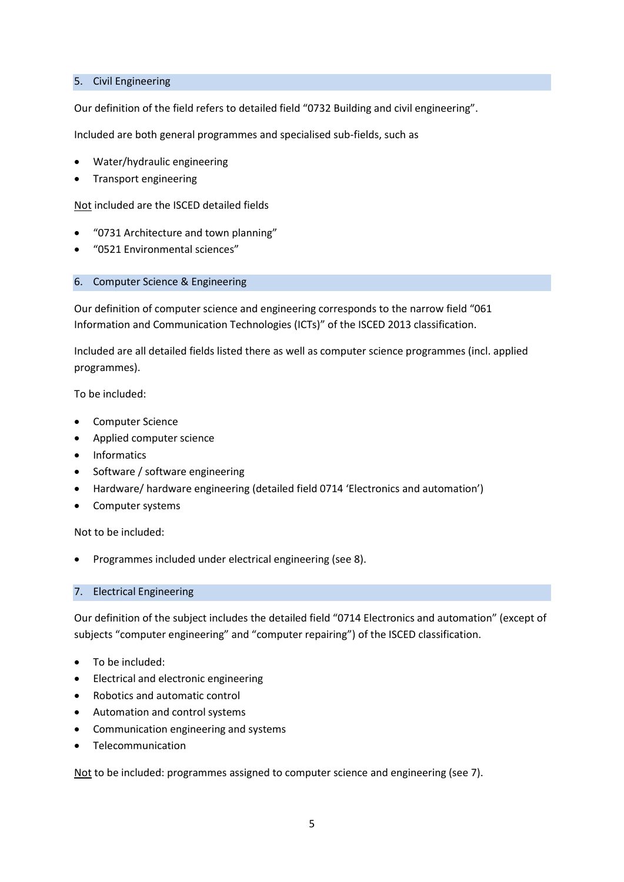## 5. Civil Engineering

Our definition of the field refers to detailed field “0732 Building and civil engineering”.

Included are both general programmes and specialised sub-fields, such as

- Water/hydraulic engineering
- Transport engineering

<u>Not</u> included are the ISCED detailed fields

- “0731 Architecture and town planning”
- “0521 Environmental sciences”

## 6. Computer Science & Engineering

Our definition of computer science and engineering corresponds to the narrow field “061 Information and Communication Technologies (ICTs)” of the ISCED 2013 classification.

Included are all detailed fields listed there as well as computer science programmes (incl. applied programmes).

To be included:

- Computer Science
- Applied computer science
- Informatics
- Software / software engineering
- Hardware/ hardware engineering (detailed field 0714 ‘Electronics and automation’)
- Computer systems

Not to be included:

- Programmes included under electrical engineering (see 8).

## 7. Electrical Engineering

Our definition of the subject includes the detailed field “0714 Electronics and automation” (except of subjects “computer engineering” and “computer repairing”) of the ISCED classification.

- To be included:
- Electrical and electronic engineering
- Robotics and automatic control
- Automation and control systems
- Communication engineering and systems
- Telecommunication

<u>Not</u> to be included: programmes assigned to computer science and engineering (see 7).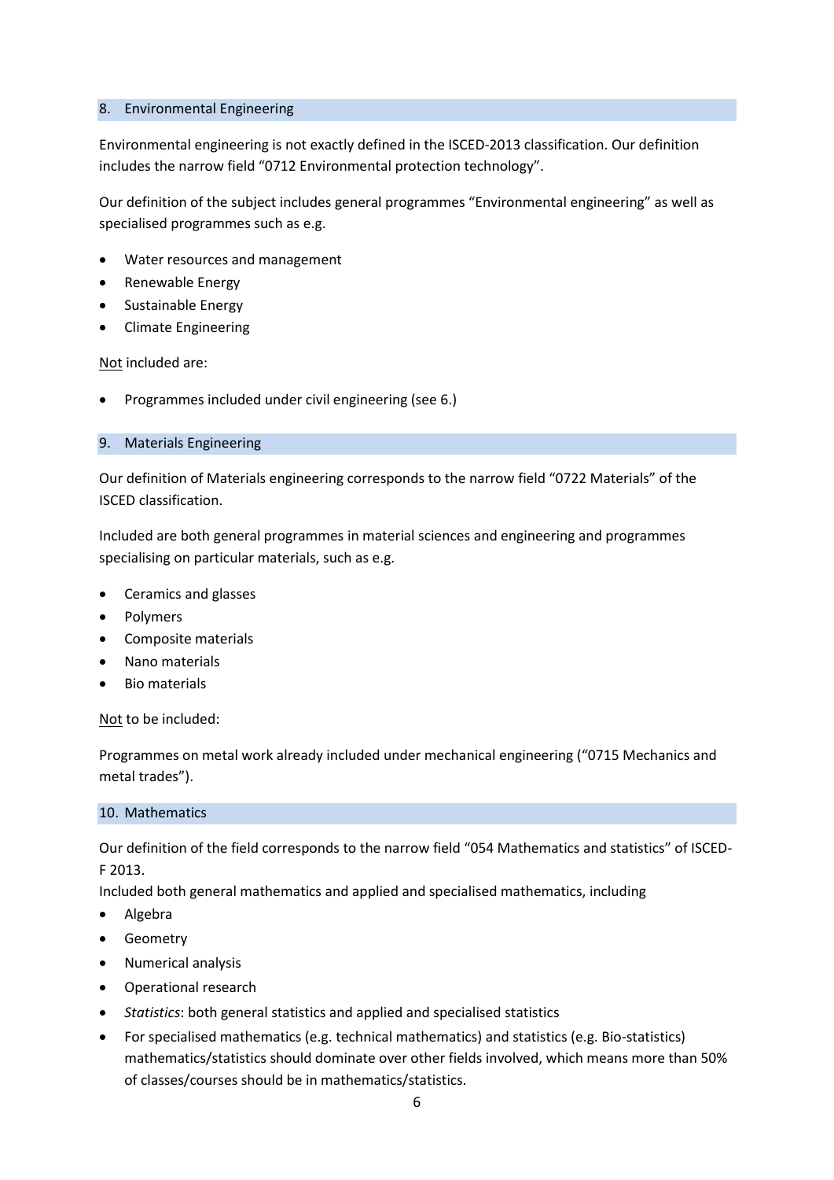## 8. Environmental Engineering

Environmental engineering is not exactly defined in the ISCED-2013 classification. Our definition includes the narrow field "0712 Environmental protection technology".

Our definition of the subject includes general programmes "Environmental engineering" as well as specialised programmes such as e.g.

- Water resources and management
- Renewable Energy
- Sustainable Energy
- Climate Engineering

Not included are:

- Programmes included under civil engineering (see 6.)

## 9. Materials Engineering

Our definition of Materials engineering corresponds to the narrow field "0722 Materials" of the ISCED classification.

Included are both general programmes in material sciences and engineering and programmes specialising on particular materials, such as e.g.

- Ceramics and glasses
- Polymers
- Composite materials
- Nano materials
- Bio materials

Not to be included:

Programmes on metal work already included under mechanical engineering ("0715 Mechanics and metal trades").

## 10. Mathematics

Our definition of the field corresponds to the narrow field "054 Mathematics and statistics" of ISCED-F 2013.
Included both general mathematics and applied and specialised mathematics, including

- Algebra
- Geometry
- Numerical analysis
- Operational research
- *Statistics*: both general statistics and applied and specialised statistics
- For specialised mathematics (e.g. technical mathematics) and statistics (e.g. Bio-statistics) mathematics/statistics should dominate over other fields involved, which means more than 50% of classes/courses should be in mathematics/statistics.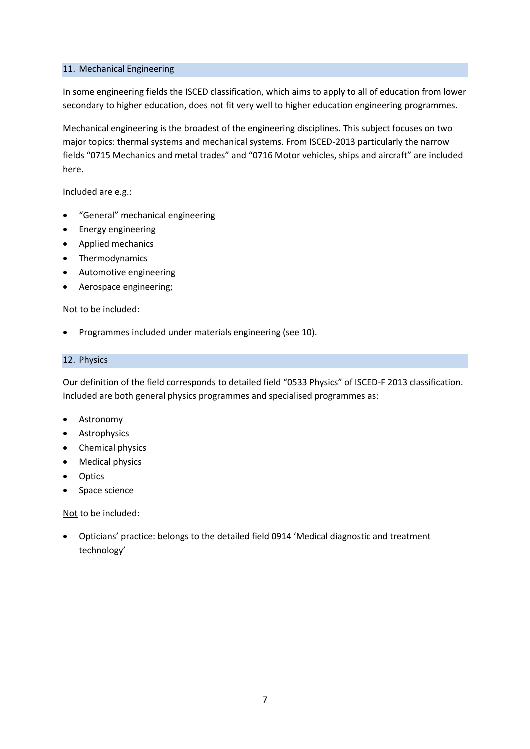## 11. Mechanical Engineering

In some engineering fields the ISCED classification, which aims to apply to all of education from lower secondary to higher education, does not fit very well to higher education engineering programmes.

Mechanical engineering is the broadest of the engineering disciplines. This subject focuses on two major topics: thermal systems and mechanical systems. From ISCED-2013 particularly the narrow fields "0715 Mechanics and metal trades" and "0716 Motor vehicles, ships and aircraft" are included here.

Included are e.g.:

- "General" mechanical engineering
- Energy engineering
- Applied mechanics
- Thermodynamics
- Automotive engineering
- Aerospace engineering;

Not to be included:

- Programmes included under materials engineering (see 10).

## 12. Physics

Our definition of the field corresponds to detailed field "0533 Physics" of ISCED-F 2013 classification. Included are both general physics programmes and specialised programmes as:

- Astronomy
- Astrophysics
- Chemical physics
- Medical physics
- Optics
- Space science

Not to be included:

- Opticians' practice: belongs to the detailed field 0914 'Medical diagnostic and treatment technology'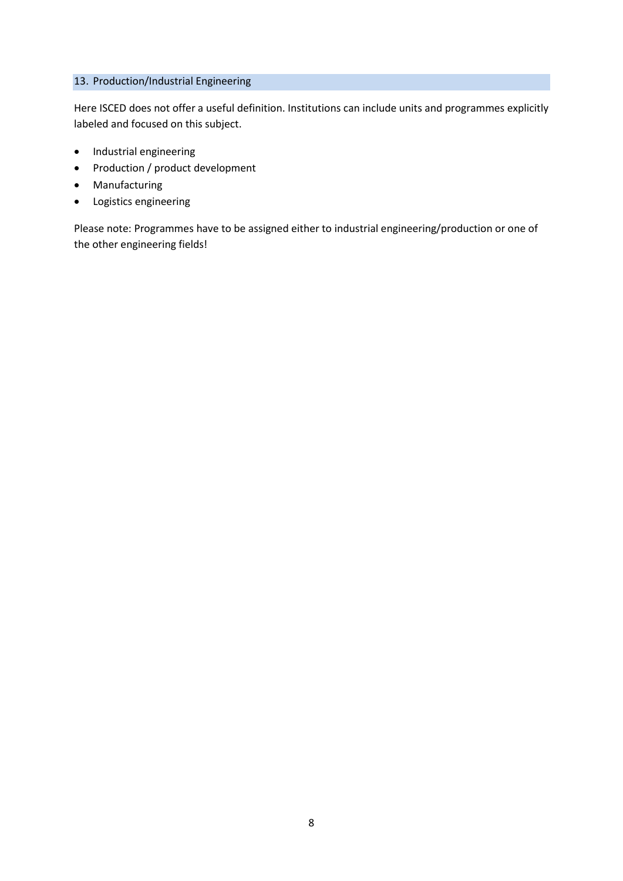## 13. Production/Industrial Engineering

Here ISCED does not offer a useful definition. Institutions can include units and programmes explicitly labeled and focused on this subject.

- Industrial engineering
- Production / product development
- Manufacturing
- Logistics engineering

Please note: Programmes have to be assigned either to industrial engineering/production or one of the other engineering fields!